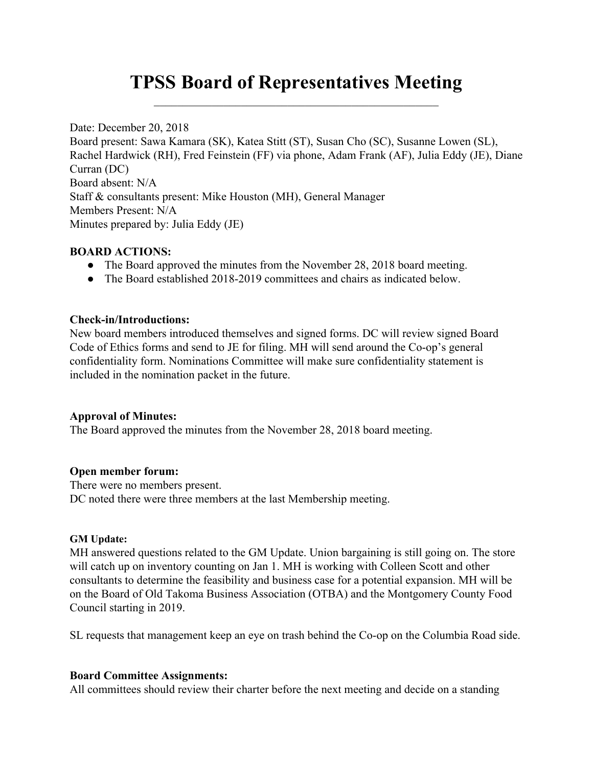# TPSS Board of Representatives Meeting

Date: December 20, 2018
Board present: Sawa Kamara (SK), Katea Stitt (ST), Susan Cho (SC), Susanne Lowen (SL), Rachel Hardwick (RH), Fred Feinstein (FF) via phone, Adam Frank (AF), Julia Eddy (JE), Diane Curran (DC)
Board absent: N/A
Staff & consultants present: Mike Houston (MH), General Manager
Members Present: N/A
Minutes prepared by: Julia Eddy (JE)

**BOARD ACTIONS:**

- The Board approved the minutes from the November 28, 2018 board meeting.
- The Board established 2018-2019 committees and chairs as indicated below.

**Check-in/Introductions:**
New board members introduced themselves and signed forms. DC will review signed Board Code of Ethics forms and send to JE for filing. MH will send around the Co-op's general confidentiality form. Nominations Committee will make sure confidentiality statement is included in the nomination packet in the future.

**Approval of Minutes:**
The Board approved the minutes from the November 28, 2018 board meeting.

**Open member forum:**
There were no members present.
DC noted there were three members at the last Membership meeting.

**GM Update:**
MH answered questions related to the GM Update. Union bargaining is still going on. The store will catch up on inventory counting on Jan 1. MH is working with Colleen Scott and other consultants to determine the feasibility and business case for a potential expansion. MH will be on the Board of Old Takoma Business Association (OTBA) and the Montgomery County Food Council starting in 2019.

SL requests that management keep an eye on trash behind the Co-op on the Columbia Road side.

**Board Committee Assignments:**
All committees should review their charter before the next meeting and decide on a standing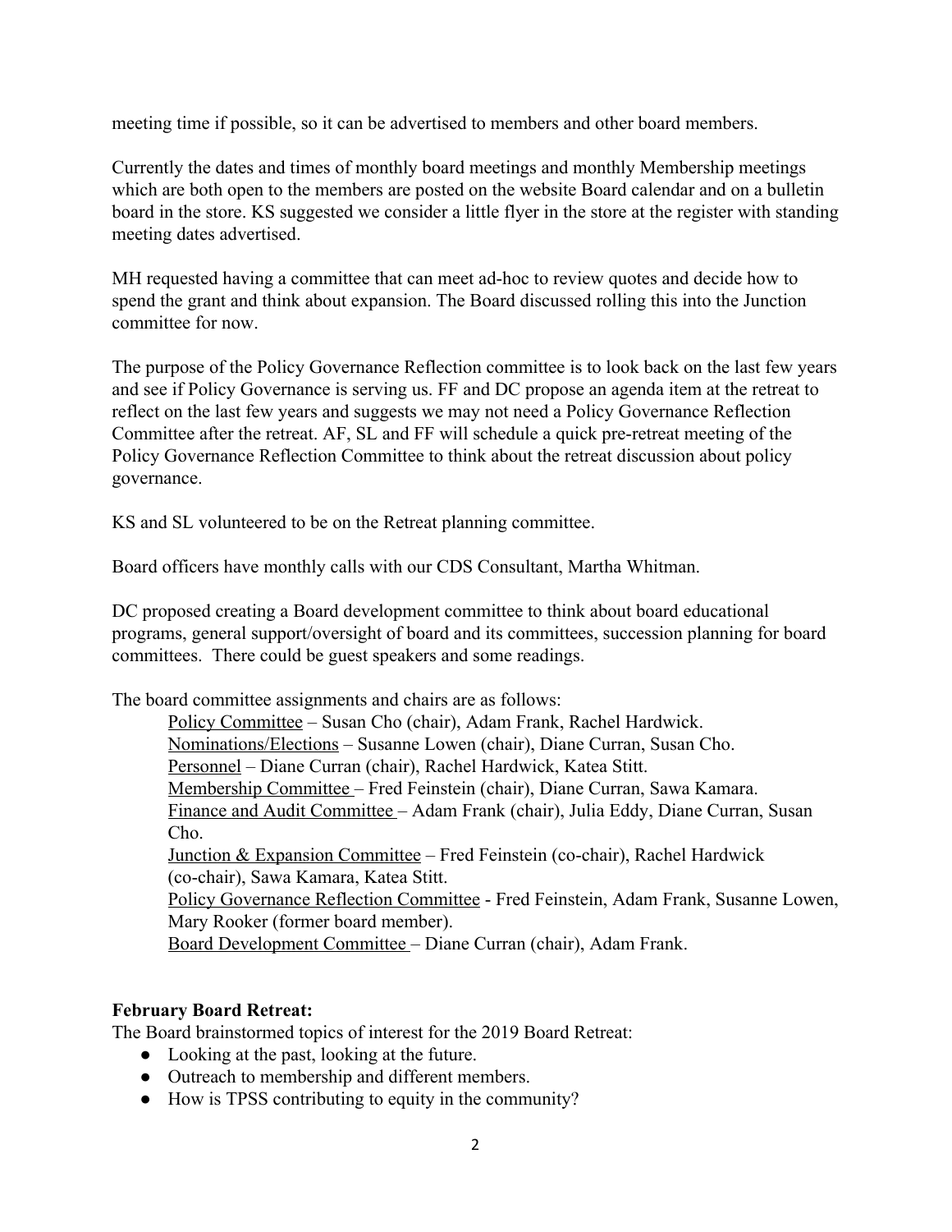meeting time if possible, so it can be advertised to members and other board members.

Currently the dates and times of monthly board meetings and monthly Membership meetings which are both open to the members are posted on the website Board calendar and on a bulletin board in the store. KS suggested we consider a little flyer in the store at the register with standing meeting dates advertised.

MH requested having a committee that can meet ad-hoc to review quotes and decide how to spend the grant and think about expansion. The Board discussed rolling this into the Junction committee for now.

The purpose of the Policy Governance Reflection committee is to look back on the last few years and see if Policy Governance is serving us. FF and DC propose an agenda item at the retreat to reflect on the last few years and suggests we may not need a Policy Governance Reflection Committee after the retreat. AF, SL and FF will schedule a quick pre-retreat meeting of the Policy Governance Reflection Committee to think about the retreat discussion about policy governance.

KS and SL volunteered to be on the Retreat planning committee.

Board officers have monthly calls with our CDS Consultant, Martha Whitman.

DC proposed creating a Board development committee to think about board educational programs, general support/oversight of board and its committees, succession planning for board committees. There could be guest speakers and some readings.

The board committee assignments and chairs are as follows:

- Policy Committee – Susan Cho (chair), Adam Frank, Rachel Hardwick.
- Nominations/Elections – Susanne Lowen (chair), Diane Curran, Susan Cho.
- Personnel – Diane Curran (chair), Rachel Hardwick, Katea Stitt.
- Membership Committee – Fred Feinstein (chair), Diane Curran, Sawa Kamara.
- Finance and Audit Committee – Adam Frank (chair), Julia Eddy, Diane Curran, Susan Cho.
- Junction & Expansion Committee – Fred Feinstein (co-chair), Rachel Hardwick (co-chair), Sawa Kamara, Katea Stitt.
- Policy Governance Reflection Committee - Fred Feinstein, Adam Frank, Susanne Lowen, Mary Rooker (former board member).
- Board Development Committee – Diane Curran (chair), Adam Frank.

**February Board Retreat:**
The Board brainstormed topics of interest for the 2019 Board Retreat:

- Looking at the past, looking at the future.
- Outreach to membership and different members.
- How is TPSS contributing to equity in the community?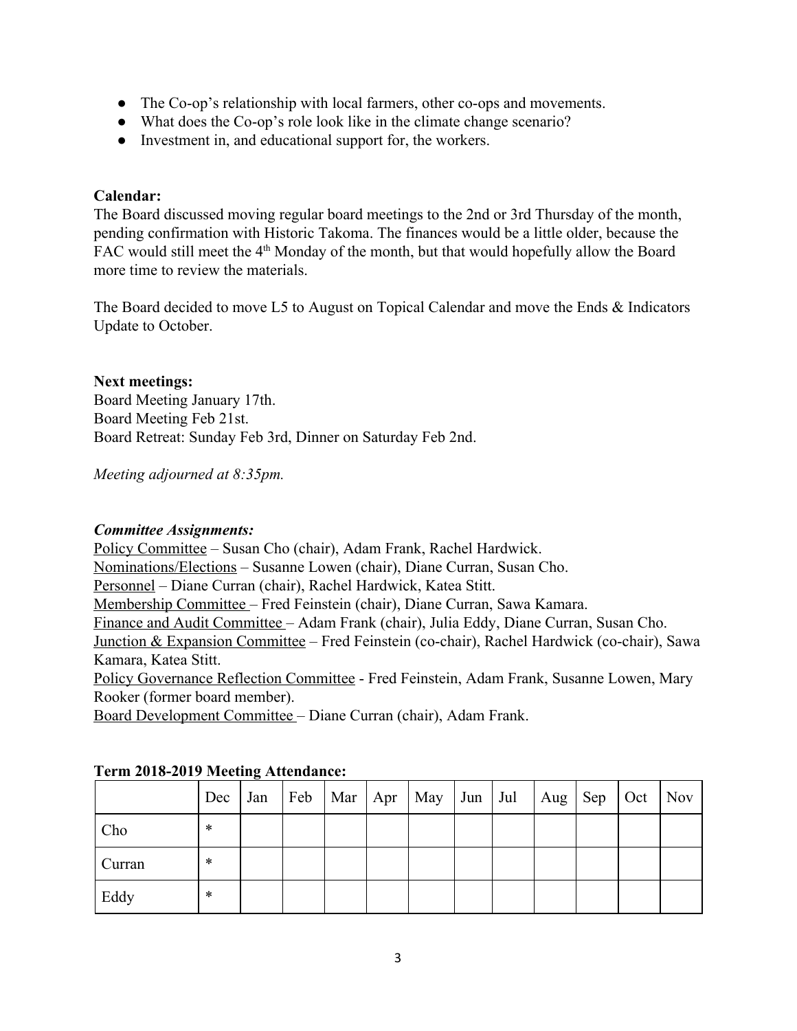- The Co-op's relationship with local farmers, other co-ops and movements.
- What does the Co-op's role look like in the climate change scenario?
- Investment in, and educational support for, the workers.

**Calendar:**
The Board discussed moving regular board meetings to the 2nd or 3rd Thursday of the month, pending confirmation with Historic Takoma. The finances would be a little older, because the FAC would still meet the 4th Monday of the month, but that would hopefully allow the Board more time to review the materials.

The Board decided to move L5 to August on Topical Calendar and move the Ends & Indicators Update to October.

**Next meetings:**
Board Meeting January 17th.
Board Meeting Feb 21st.
Board Retreat: Sunday Feb 3rd, Dinner on Saturday Feb 2nd.

*Meeting adjourned at 8:35pm.*

***Committee Assignments:***
Policy Committee – Susan Cho (chair), Adam Frank, Rachel Hardwick.
Nominations/Elections – Susanne Lowen (chair), Diane Curran, Susan Cho.
Personnel – Diane Curran (chair), Rachel Hardwick, Katea Stitt.
Membership Committee – Fred Feinstein (chair), Diane Curran, Sawa Kamara.
Finance and Audit Committee – Adam Frank (chair), Julia Eddy, Diane Curran, Susan Cho.
Junction & Expansion Committee – Fred Feinstein (co-chair), Rachel Hardwick (co-chair), Sawa Kamara, Katea Stitt.
Policy Governance Reflection Committee - Fred Feinstein, Adam Frank, Susanne Lowen, Mary Rooker (former board member).
Board Development Committee – Diane Curran (chair), Adam Frank.

**Term 2018-2019 Meeting Attendance:**

| | Dec | Jan | Feb | Mar | Apr | May | Jun | Jul | Aug | Sep | Oct | Nov |
|---|---|---|---|---|---|---|---|---|---|---|---|---|
| Cho | * | | | | | | | | | | | |
| Curran | * | | | | | | | | | | | |
| Eddy | * | | | | | | | | | | | |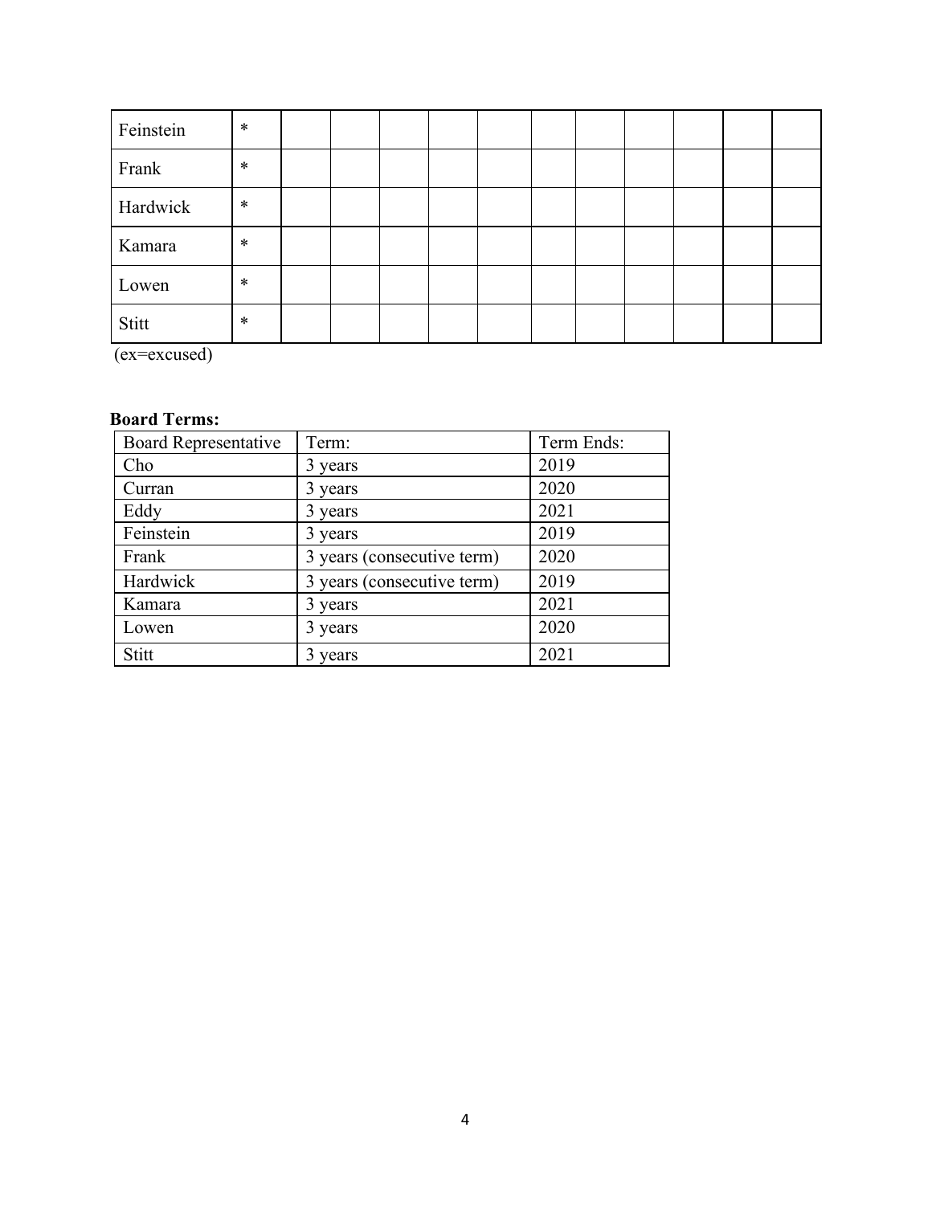| | | | | | | | | | | | | |
|---|---|---|---|---|---|---|---|---|---|---|---|---|
| Feinstein | * | | | | | | | | | | | |
| Frank | * | | | | | | | | | | | |
| Hardwick | * | | | | | | | | | | | |
| Kamara | * | | | | | | | | | | | |
| Lowen | * | | | | | | | | | | | |
| Stitt | * | | | | | | | | | | | |

(ex=excused)

**Board Terms:**

| Board Representative | Term: | Term Ends: |
|---|---|---|
| Cho | 3 years | 2019 |
| Curran | 3 years | 2020 |
| Eddy | 3 years | 2021 |
| Feinstein | 3 years | 2019 |
| Frank | 3 years (consecutive term) | 2020 |
| Hardwick | 3 years (consecutive term) | 2019 |
| Kamara | 3 years | 2021 |
| Lowen | 3 years | 2020 |
| Stitt | 3 years | 2021 |